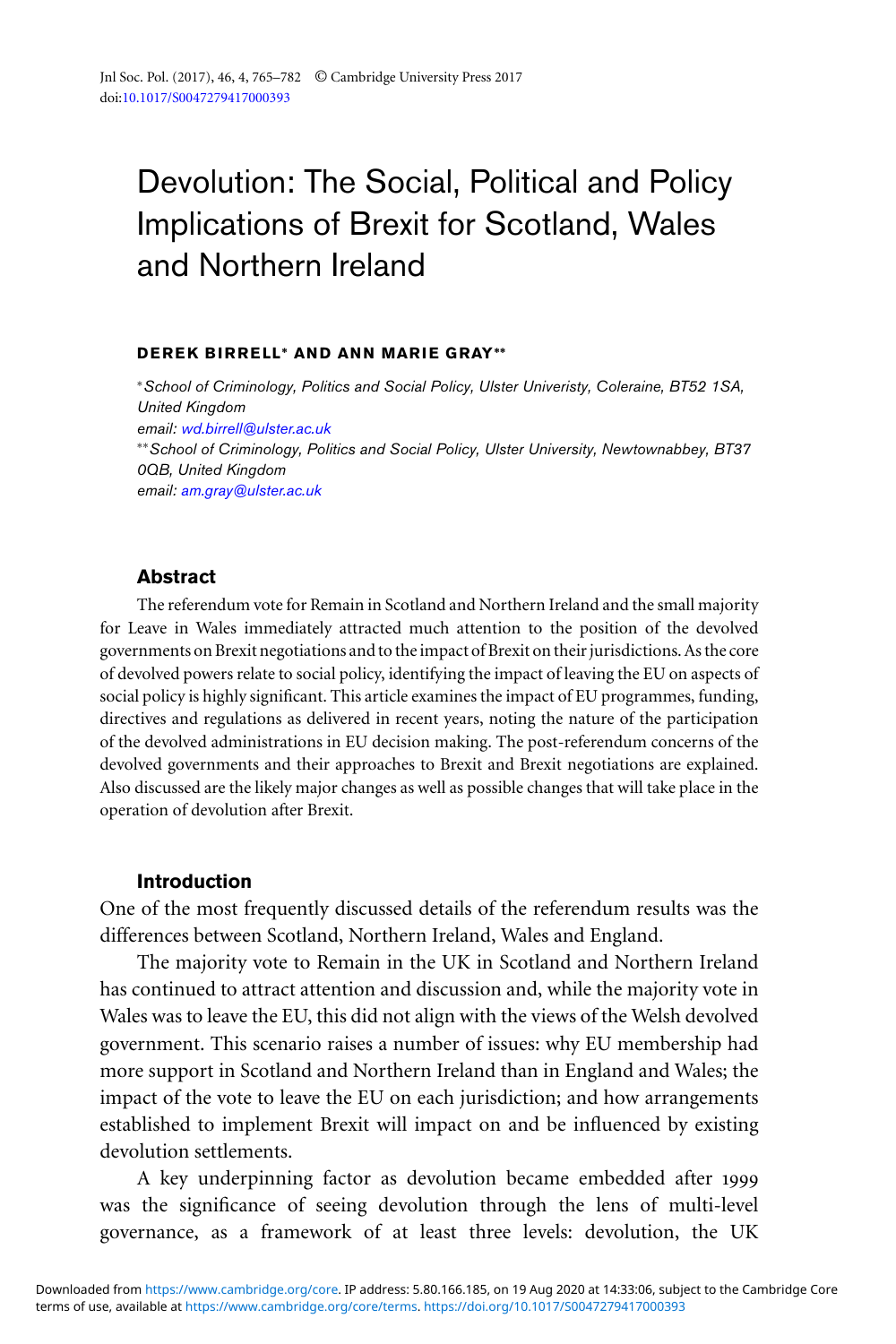# Devolution: The Social, Political and Policy Implications of Brexit for Scotland, Wales and Northern Ireland

**DEREK BIRRELL\* AND ANN MARIE GRAY\*\***

\**School of Criminology, Politics and Social Policy, Ulster Univeristy, Coleraine, BT52 1SA, United Kingdom*
*email: wd.birrell@ulster.ac.uk*
\*\**School of Criminology, Politics and Social Policy, Ulster University, Newtownabbey, BT37 0QB, United Kingdom*
*email: am.gray@ulster.ac.uk*

## Abstract

The referendum vote for Remain in Scotland and Northern Ireland and the small majority for Leave in Wales immediately attracted much attention to the position of the devolved governments on Brexit negotiations and to the impact of Brexit on their jurisdictions. As the core of devolved powers relate to social policy, identifying the impact of leaving the EU on aspects of social policy is highly significant. This article examines the impact of EU programmes, funding, directives and regulations as delivered in recent years, noting the nature of the participation of the devolved administrations in EU decision making. The post-referendum concerns of the devolved governments and their approaches to Brexit and Brexit negotiations are explained. Also discussed are the likely major changes as well as possible changes that will take place in the operation of devolution after Brexit.

## Introduction

One of the most frequently discussed details of the referendum results was the differences between Scotland, Northern Ireland, Wales and England.

The majority vote to Remain in the UK in Scotland and Northern Ireland has continued to attract attention and discussion and, while the majority vote in Wales was to leave the EU, this did not align with the views of the Welsh devolved government. This scenario raises a number of issues: why EU membership had more support in Scotland and Northern Ireland than in England and Wales; the impact of the vote to leave the EU on each jurisdiction; and how arrangements established to implement Brexit will impact on and be influenced by existing devolution settlements.

A key underpinning factor as devolution became embedded after 1999 was the significance of seeing devolution through the lens of multi-level governance, as a framework of at least three levels: devolution, the UK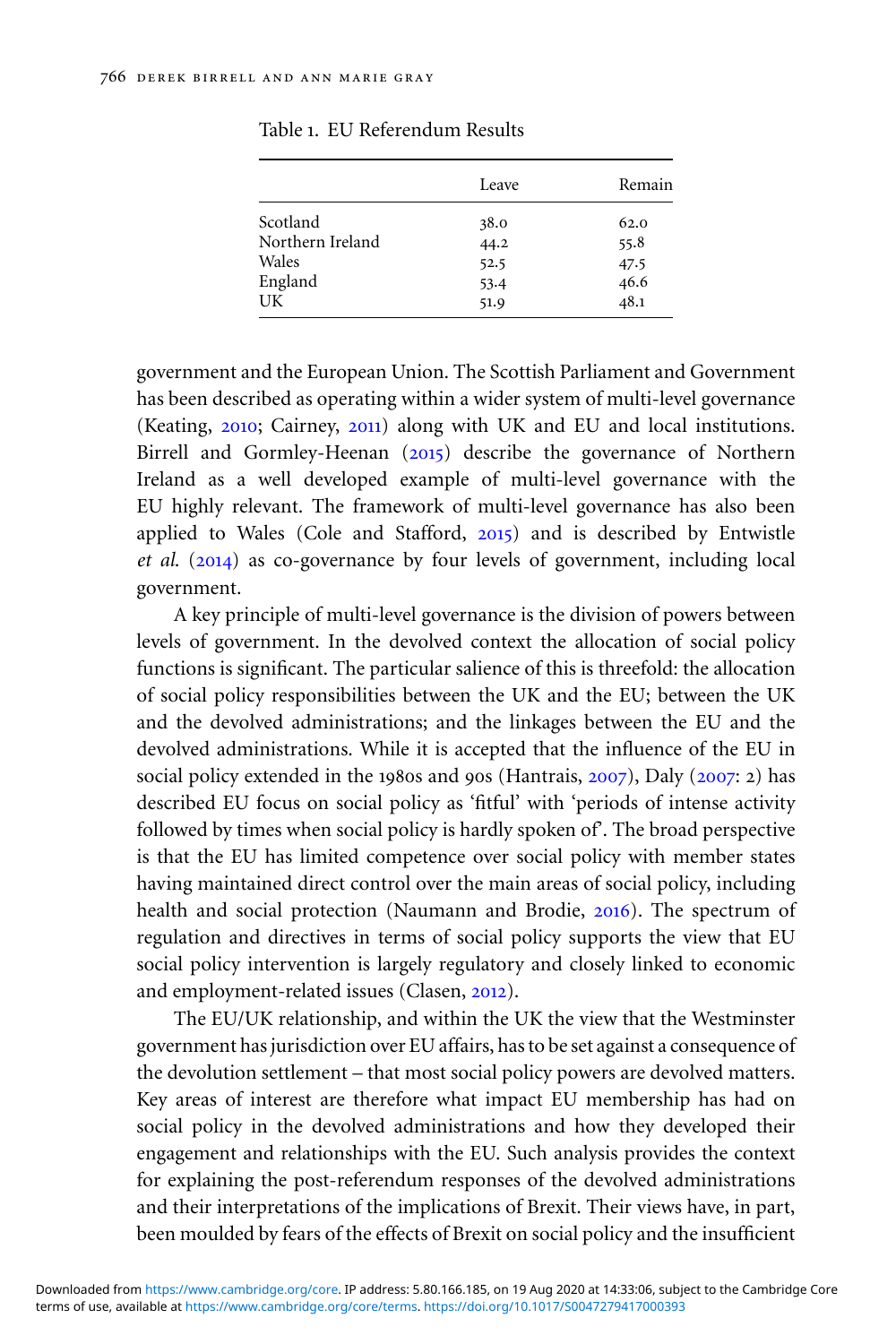Table 1. EU Referendum Results

| | Leave | Remain |
|---|---|---|
| Scotland | 38.0 | 62.0 |
| Northern Ireland | 44.2 | 55.8 |
| Wales | 52.5 | 47.5 |
| England | 53.4 | 46.6 |
| UK | 51.9 | 48.1 |

government and the European Union. The Scottish Parliament and Government has been described as operating within a wider system of multi-level governance (Keating, 2010; Cairney, 2011) along with UK and EU and local institutions. Birrell and Gormley-Heenan (2015) describe the governance of Northern Ireland as a well developed example of multi-level governance with the EU highly relevant. The framework of multi-level governance has also been applied to Wales (Cole and Stafford, 2015) and is described by Entwistle *et al.* (2014) as co-governance by four levels of government, including local government.

A key principle of multi-level governance is the division of powers between levels of government. In the devolved context the allocation of social policy functions is significant. The particular salience of this is threefold: the allocation of social policy responsibilities between the UK and the EU; between the UK and the devolved administrations; and the linkages between the EU and the devolved administrations. While it is accepted that the influence of the EU in social policy extended in the 1980s and 90s (Hantrais, 2007), Daly (2007: 2) has described EU focus on social policy as 'fitful' with 'periods of intense activity followed by times when social policy is hardly spoken of'. The broad perspective is that the EU has limited competence over social policy with member states having maintained direct control over the main areas of social policy, including health and social protection (Naumann and Brodie, 2016). The spectrum of regulation and directives in terms of social policy supports the view that EU social policy intervention is largely regulatory and closely linked to economic and employment-related issues (Clasen, 2012).

The EU/UK relationship, and within the UK the view that the Westminster government has jurisdiction over EU affairs, has to be set against a consequence of the devolution settlement – that most social policy powers are devolved matters. Key areas of interest are therefore what impact EU membership has had on social policy in the devolved administrations and how they developed their engagement and relationships with the EU. Such analysis provides the context for explaining the post-referendum responses of the devolved administrations and their interpretations of the implications of Brexit. Their views have, in part, been moulded by fears of the effects of Brexit on social policy and the insufficient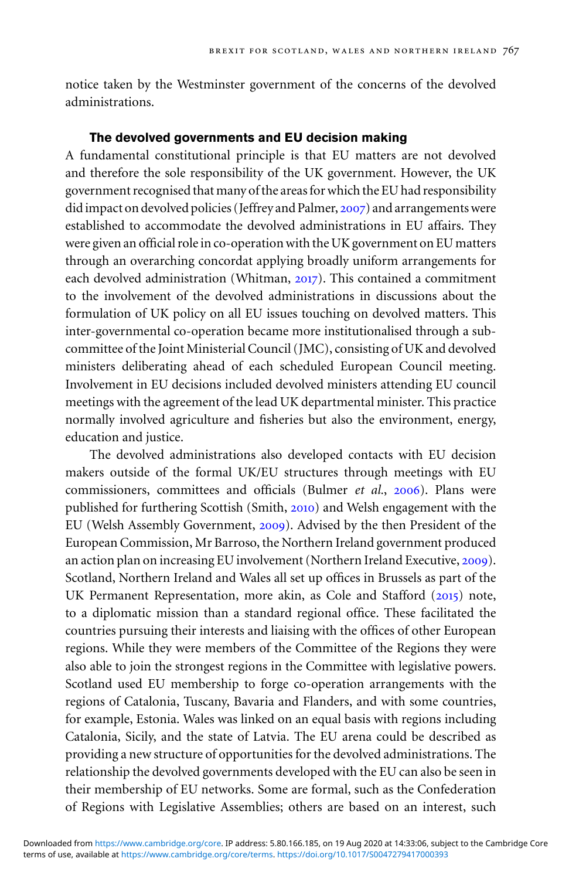notice taken by the Westminster government of the concerns of the devolved administrations.

### The devolved governments and EU decision making

A fundamental constitutional principle is that EU matters are not devolved and therefore the sole responsibility of the UK government. However, the UK government recognised that many of the areas for which the EU had responsibility did impact on devolved policies (Jeffrey and Palmer, 2007) and arrangements were established to accommodate the devolved administrations in EU affairs. They were given an official role in co-operation with the UK government on EU matters through an overarching concordat applying broadly uniform arrangements for each devolved administration (Whitman, 2017). This contained a commitment to the involvement of the devolved administrations in discussions about the formulation of UK policy on all EU issues touching on devolved matters. This inter-governmental co-operation became more institutionalised through a sub-committee of the Joint Ministerial Council (JMC), consisting of UK and devolved ministers deliberating ahead of each scheduled European Council meeting. Involvement in EU decisions included devolved ministers attending EU council meetings with the agreement of the lead UK departmental minister. This practice normally involved agriculture and fisheries but also the environment, energy, education and justice.

The devolved administrations also developed contacts with EU decision makers outside of the formal UK/EU structures through meetings with EU commissioners, committees and officials (Bulmer *et al.*, 2006). Plans were published for furthering Scottish (Smith, 2010) and Welsh engagement with the EU (Welsh Assembly Government, 2009). Advised by the then President of the European Commission, Mr Barroso, the Northern Ireland government produced an action plan on increasing EU involvement (Northern Ireland Executive, 2009). Scotland, Northern Ireland and Wales all set up offices in Brussels as part of the UK Permanent Representation, more akin, as Cole and Stafford (2015) note, to a diplomatic mission than a standard regional office. These facilitated the countries pursuing their interests and liaising with the offices of other European regions. While they were members of the Committee of the Regions they were also able to join the strongest regions in the Committee with legislative powers. Scotland used EU membership to forge co-operation arrangements with the regions of Catalonia, Tuscany, Bavaria and Flanders, and with some countries, for example, Estonia. Wales was linked on an equal basis with regions including Catalonia, Sicily, and the state of Latvia. The EU arena could be described as providing a new structure of opportunities for the devolved administrations. The relationship the devolved governments developed with the EU can also be seen in their membership of EU networks. Some are formal, such as the Confederation of Regions with Legislative Assemblies; others are based on an interest, such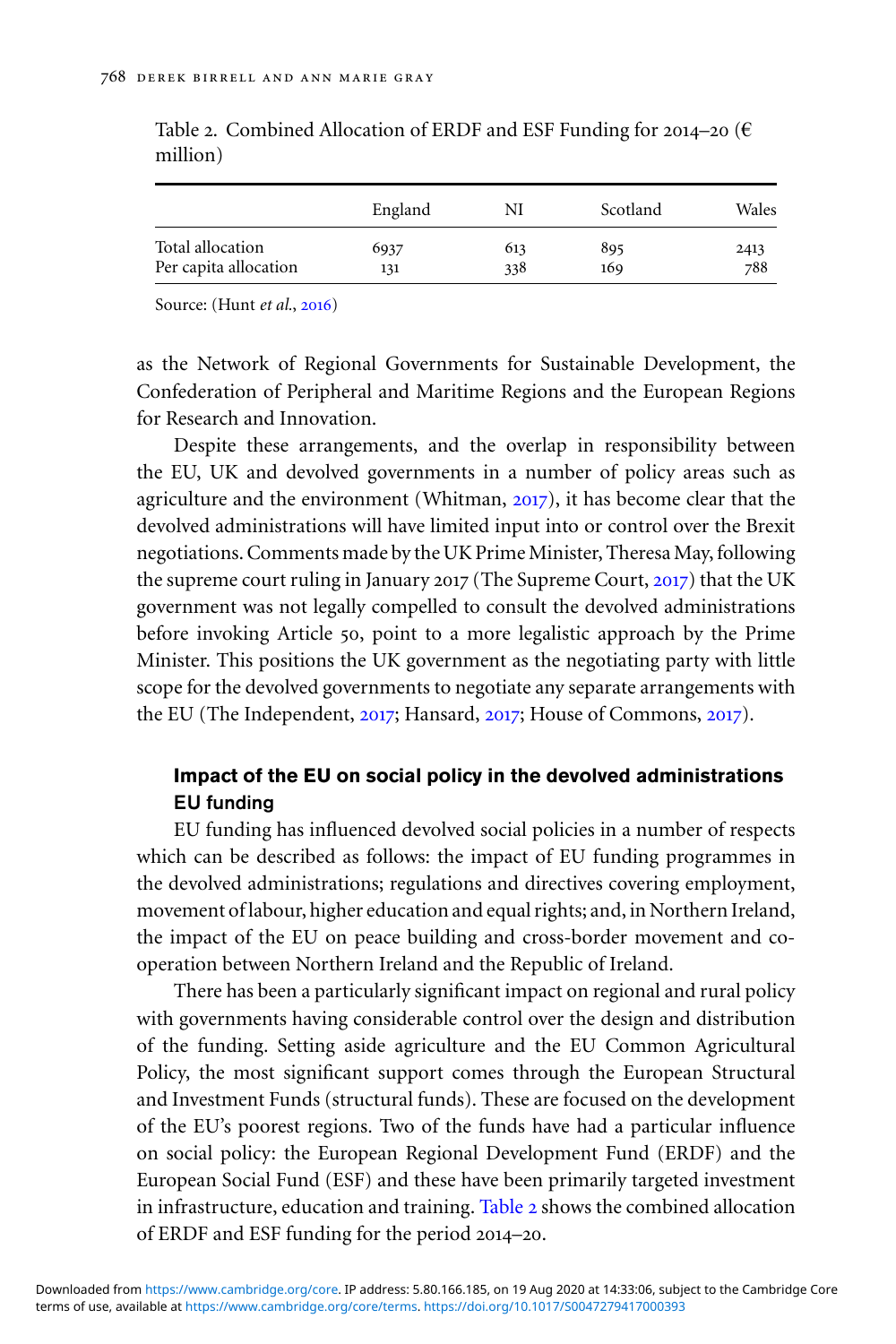Table 2. Combined Allocation of ERDF and ESF Funding for 2014–20 (€ million)

| | England | NI | Scotland | Wales |
|---|---|---|---|---|
| Total allocation | 6937 | 613 | 895 | 2413 |
| Per capita allocation | 131 | 338 | 169 | 788 |

Source: (Hunt *et al.*, 2016)

as the Network of Regional Governments for Sustainable Development, the Confederation of Peripheral and Maritime Regions and the European Regions for Research and Innovation.

Despite these arrangements, and the overlap in responsibility between the EU, UK and devolved governments in a number of policy areas such as agriculture and the environment (Whitman, 2017), it has become clear that the devolved administrations will have limited input into or control over the Brexit negotiations. Comments made by the UK Prime Minister, Theresa May, following the supreme court ruling in January 2017 (The Supreme Court, 2017) that the UK government was not legally compelled to consult the devolved administrations before invoking Article 50, point to a more legalistic approach by the Prime Minister. This positions the UK government as the negotiating party with little scope for the devolved governments to negotiate any separate arrangements with the EU (The Independent, 2017; Hansard, 2017; House of Commons, 2017).

## Impact of the EU on social policy in the devolved administrations

### EU funding

EU funding has influenced devolved social policies in a number of respects which can be described as follows: the impact of EU funding programmes in the devolved administrations; regulations and directives covering employment, movement of labour, higher education and equal rights; and, in Northern Ireland, the impact of the EU on peace building and cross-border movement and co-operation between Northern Ireland and the Republic of Ireland.

There has been a particularly significant impact on regional and rural policy with governments having considerable control over the design and distribution of the funding. Setting aside agriculture and the EU Common Agricultural Policy, the most significant support comes through the European Structural and Investment Funds (structural funds). These are focused on the development of the EU's poorest regions. Two of the funds have had a particular influence on social policy: the European Regional Development Fund (ERDF) and the European Social Fund (ESF) and these have been primarily targeted investment in infrastructure, education and training. Table 2 shows the combined allocation of ERDF and ESF funding for the period 2014–20.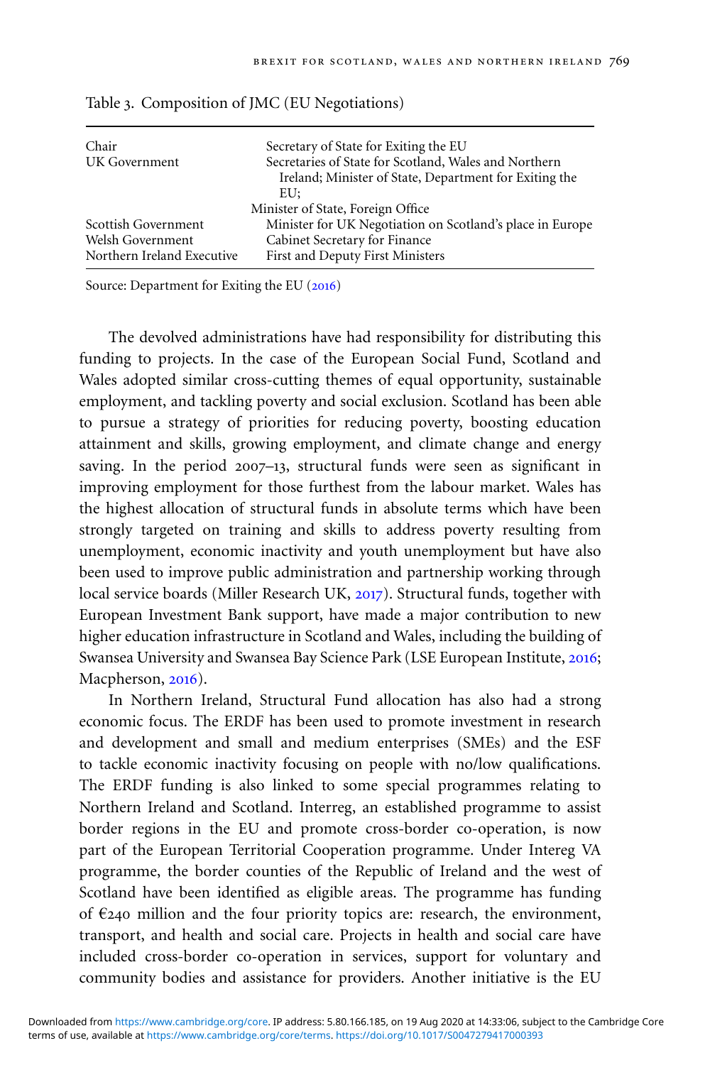Table 3. Composition of JMC (EU Negotiations)

| | |
|---|---|
| Chair | Secretary of State for Exiting the EU |
| UK Government | Secretaries of State for Scotland, Wales and Northern Ireland; Minister of State, Department for Exiting the EU; Minister of State, Foreign Office |
| Scottish Government | Minister for UK Negotiation on Scotland's place in Europe |
| Welsh Government | Cabinet Secretary for Finance |
| Northern Ireland Executive | First and Deputy First Ministers |

Source: Department for Exiting the EU (2016)

The devolved administrations have had responsibility for distributing this funding to projects. In the case of the European Social Fund, Scotland and Wales adopted similar cross-cutting themes of equal opportunity, sustainable employment, and tackling poverty and social exclusion. Scotland has been able to pursue a strategy of priorities for reducing poverty, boosting education attainment and skills, growing employment, and climate change and energy saving. In the period 2007–13, structural funds were seen as significant in improving employment for those furthest from the labour market. Wales has the highest allocation of structural funds in absolute terms which have been strongly targeted on training and skills to address poverty resulting from unemployment, economic inactivity and youth unemployment but have also been used to improve public administration and partnership working through local service boards (Miller Research UK, 2017). Structural funds, together with European Investment Bank support, have made a major contribution to new higher education infrastructure in Scotland and Wales, including the building of Swansea University and Swansea Bay Science Park (LSE European Institute, 2016; Macpherson, 2016).

In Northern Ireland, Structural Fund allocation has also had a strong economic focus. The ERDF has been used to promote investment in research and development and small and medium enterprises (SMEs) and the ESF to tackle economic inactivity focusing on people with no/low qualifications. The ERDF funding is also linked to some special programmes relating to Northern Ireland and Scotland. Interreg, an established programme to assist border regions in the EU and promote cross-border co-operation, is now part of the European Territorial Cooperation programme. Under Intereg VA programme, the border counties of the Republic of Ireland and the west of Scotland have been identified as eligible areas. The programme has funding of €240 million and the four priority topics are: research, the environment, transport, and health and social care. Projects in health and social care have included cross-border co-operation in services, support for voluntary and community bodies and assistance for providers. Another initiative is the EU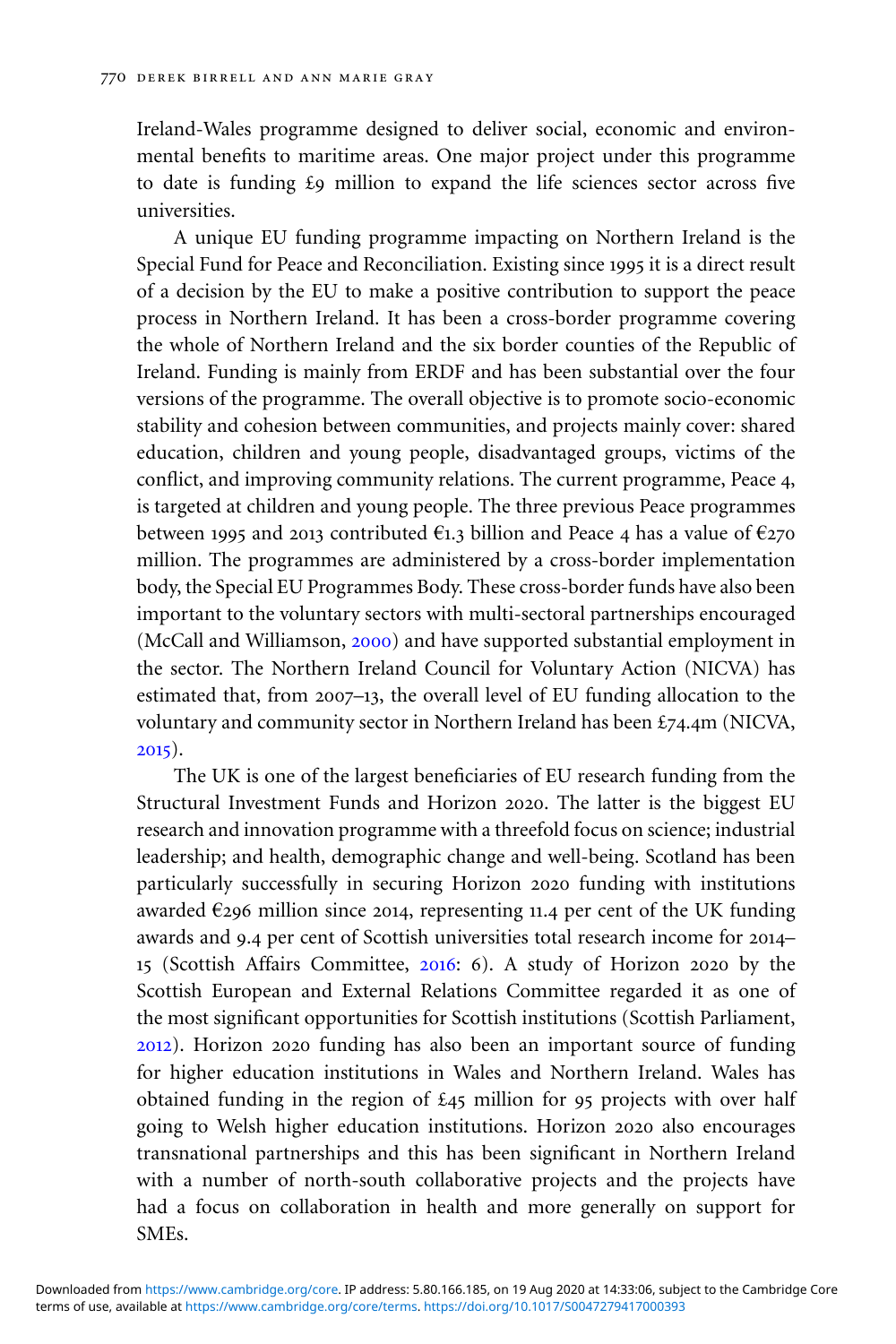Ireland-Wales programme designed to deliver social, economic and environmental benefits to maritime areas. One major project under this programme to date is funding £9 million to expand the life sciences sector across five universities.

A unique EU funding programme impacting on Northern Ireland is the Special Fund for Peace and Reconciliation. Existing since 1995 it is a direct result of a decision by the EU to make a positive contribution to support the peace process in Northern Ireland. It has been a cross-border programme covering the whole of Northern Ireland and the six border counties of the Republic of Ireland. Funding is mainly from ERDF and has been substantial over the four versions of the programme. The overall objective is to promote socio-economic stability and cohesion between communities, and projects mainly cover: shared education, children and young people, disadvantaged groups, victims of the conflict, and improving community relations. The current programme, Peace 4, is targeted at children and young people. The three previous Peace programmes between 1995 and 2013 contributed €1.3 billion and Peace 4 has a value of €270 million. The programmes are administered by a cross-border implementation body, the Special EU Programmes Body. These cross-border funds have also been important to the voluntary sectors with multi-sectoral partnerships encouraged (McCall and Williamson, 2000) and have supported substantial employment in the sector. The Northern Ireland Council for Voluntary Action (NICVA) has estimated that, from 2007–13, the overall level of EU funding allocation to the voluntary and community sector in Northern Ireland has been £74.4m (NICVA, 2015).

The UK is one of the largest beneficiaries of EU research funding from the Structural Investment Funds and Horizon 2020. The latter is the biggest EU research and innovation programme with a threefold focus on science; industrial leadership; and health, demographic change and well-being. Scotland has been particularly successfully in securing Horizon 2020 funding with institutions awarded €296 million since 2014, representing 11.4 per cent of the UK funding awards and 9.4 per cent of Scottish universities total research income for 2014–15 (Scottish Affairs Committee, 2016: 6). A study of Horizon 2020 by the Scottish European and External Relations Committee regarded it as one of the most significant opportunities for Scottish institutions (Scottish Parliament, 2012). Horizon 2020 funding has also been an important source of funding for higher education institutions in Wales and Northern Ireland. Wales has obtained funding in the region of £45 million for 95 projects with over half going to Welsh higher education institutions. Horizon 2020 also encourages transnational partnerships and this has been significant in Northern Ireland with a number of north-south collaborative projects and the projects have had a focus on collaboration in health and more generally on support for SMEs.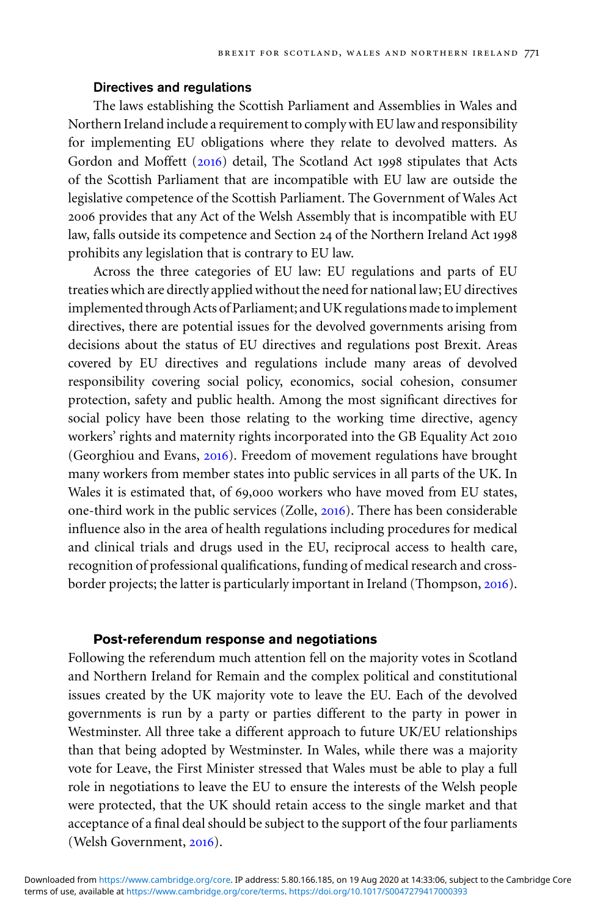### Directives and regulations

The laws establishing the Scottish Parliament and Assemblies in Wales and Northern Ireland include a requirement to comply with EU law and responsibility for implementing EU obligations where they relate to devolved matters. As Gordon and Moffett (2016) detail, The Scotland Act 1998 stipulates that Acts of the Scottish Parliament that are incompatible with EU law are outside the legislative competence of the Scottish Parliament. The Government of Wales Act 2006 provides that any Act of the Welsh Assembly that is incompatible with EU law, falls outside its competence and Section 24 of the Northern Ireland Act 1998 prohibits any legislation that is contrary to EU law.

Across the three categories of EU law: EU regulations and parts of EU treaties which are directly applied without the need for national law; EU directives implemented through Acts of Parliament; and UK regulations made to implement directives, there are potential issues for the devolved governments arising from decisions about the status of EU directives and regulations post Brexit. Areas covered by EU directives and regulations include many areas of devolved responsibility covering social policy, economics, social cohesion, consumer protection, safety and public health. Among the most significant directives for social policy have been those relating to the working time directive, agency workers' rights and maternity rights incorporated into the GB Equality Act 2010 (Georghiou and Evans, 2016). Freedom of movement regulations have brought many workers from member states into public services in all parts of the UK. In Wales it is estimated that, of 69,000 workers who have moved from EU states, one-third work in the public services (Zolle, 2016). There has been considerable influence also in the area of health regulations including procedures for medical and clinical trials and drugs used in the EU, reciprocal access to health care, recognition of professional qualifications, funding of medical research and cross-border projects; the latter is particularly important in Ireland (Thompson, 2016).

### Post-referendum response and negotiations

Following the referendum much attention fell on the majority votes in Scotland and Northern Ireland for Remain and the complex political and constitutional issues created by the UK majority vote to leave the EU. Each of the devolved governments is run by a party or parties different to the party in power in Westminster. All three take a different approach to future UK/EU relationships than that being adopted by Westminster. In Wales, while there was a majority vote for Leave, the First Minister stressed that Wales must be able to play a full role in negotiations to leave the EU to ensure the interests of the Welsh people were protected, that the UK should retain access to the single market and that acceptance of a final deal should be subject to the support of the four parliaments (Welsh Government, 2016).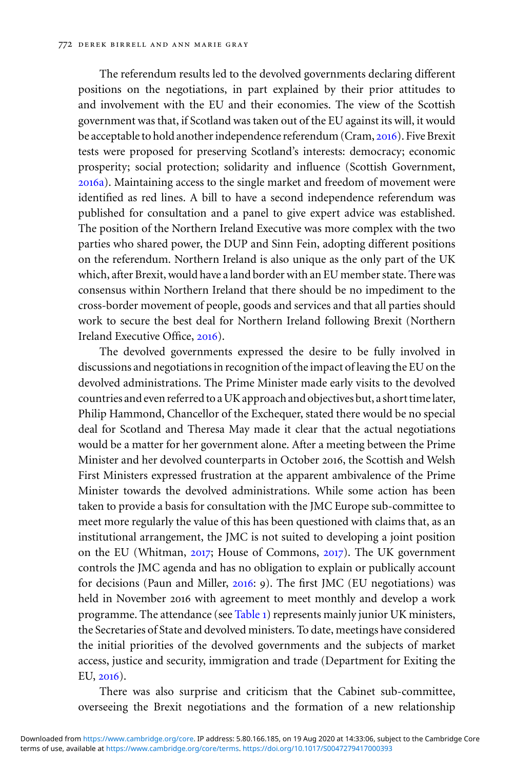The referendum results led to the devolved governments declaring different positions on the negotiations, in part explained by their prior attitudes to and involvement with the EU and their economies. The view of the Scottish government was that, if Scotland was taken out of the EU against its will, it would be acceptable to hold another independence referendum (Cram, 2016). Five Brexit tests were proposed for preserving Scotland's interests: democracy; economic prosperity; social protection; solidarity and influence (Scottish Government, 2016a). Maintaining access to the single market and freedom of movement were identified as red lines. A bill to have a second independence referendum was published for consultation and a panel to give expert advice was established. The position of the Northern Ireland Executive was more complex with the two parties who shared power, the DUP and Sinn Fein, adopting different positions on the referendum. Northern Ireland is also unique as the only part of the UK which, after Brexit, would have a land border with an EU member state. There was consensus within Northern Ireland that there should be no impediment to the cross-border movement of people, goods and services and that all parties should work to secure the best deal for Northern Ireland following Brexit (Northern Ireland Executive Office, 2016).

The devolved governments expressed the desire to be fully involved in discussions and negotiations in recognition of the impact of leaving the EU on the devolved administrations. The Prime Minister made early visits to the devolved countries and even referred to a UK approach and objectives but, a short time later, Philip Hammond, Chancellor of the Exchequer, stated there would be no special deal for Scotland and Theresa May made it clear that the actual negotiations would be a matter for her government alone. After a meeting between the Prime Minister and her devolved counterparts in October 2016, the Scottish and Welsh First Ministers expressed frustration at the apparent ambivalence of the Prime Minister towards the devolved administrations. While some action has been taken to provide a basis for consultation with the JMC Europe sub-committee to meet more regularly the value of this has been questioned with claims that, as an institutional arrangement, the JMC is not suited to developing a joint position on the EU (Whitman, 2017; House of Commons, 2017). The UK government controls the JMC agenda and has no obligation to explain or publically account for decisions (Paun and Miller, 2016: 9). The first JMC (EU negotiations) was held in November 2016 with agreement to meet monthly and develop a work programme. The attendance (see Table 1) represents mainly junior UK ministers, the Secretaries of State and devolved ministers. To date, meetings have considered the initial priorities of the devolved governments and the subjects of market access, justice and security, immigration and trade (Department for Exiting the EU, 2016).

There was also surprise and criticism that the Cabinet sub-committee, overseeing the Brexit negotiations and the formation of a new relationship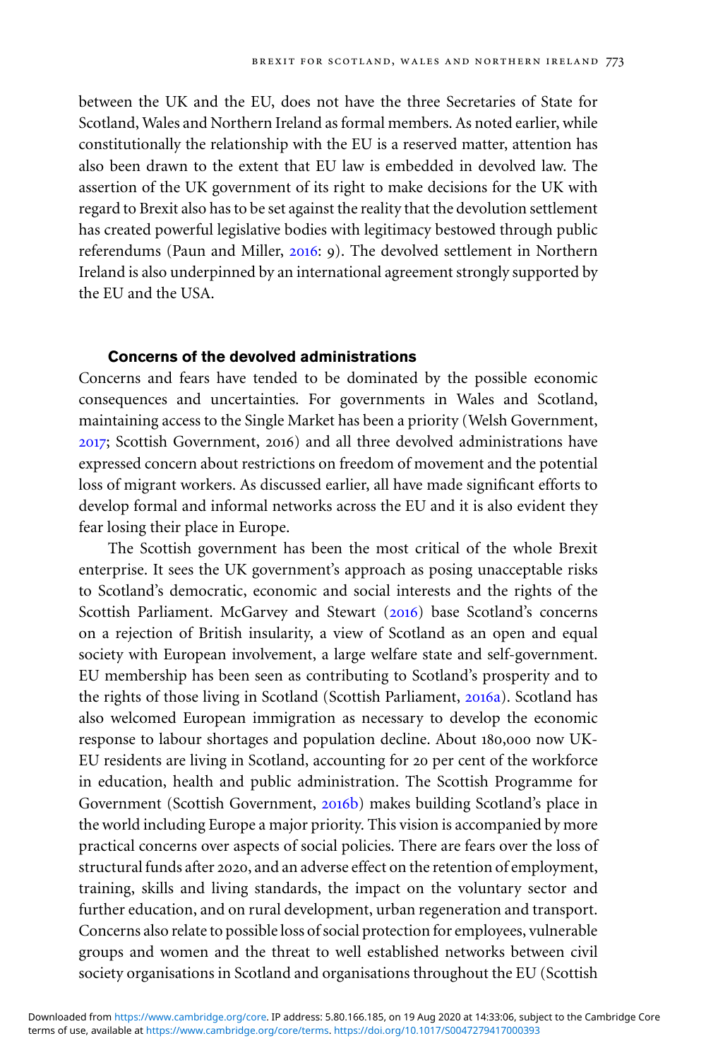between the UK and the EU, does not have the three Secretaries of State for Scotland, Wales and Northern Ireland as formal members. As noted earlier, while constitutionally the relationship with the EU is a reserved matter, attention has also been drawn to the extent that EU law is embedded in devolved law. The assertion of the UK government of its right to make decisions for the UK with regard to Brexit also has to be set against the reality that the devolution settlement has created powerful legislative bodies with legitimacy bestowed through public referendums (Paun and Miller, 2016: 9). The devolved settlement in Northern Ireland is also underpinned by an international agreement strongly supported by the EU and the USA.

### Concerns of the devolved administrations

Concerns and fears have tended to be dominated by the possible economic consequences and uncertainties. For governments in Wales and Scotland, maintaining access to the Single Market has been a priority (Welsh Government, 2017; Scottish Government, 2016) and all three devolved administrations have expressed concern about restrictions on freedom of movement and the potential loss of migrant workers. As discussed earlier, all have made significant efforts to develop formal and informal networks across the EU and it is also evident they fear losing their place in Europe.

The Scottish government has been the most critical of the whole Brexit enterprise. It sees the UK government's approach as posing unacceptable risks to Scotland's democratic, economic and social interests and the rights of the Scottish Parliament. McGarvey and Stewart (2016) base Scotland's concerns on a rejection of British insularity, a view of Scotland as an open and equal society with European involvement, a large welfare state and self-government. EU membership has been seen as contributing to Scotland's prosperity and to the rights of those living in Scotland (Scottish Parliament, 2016a). Scotland has also welcomed European immigration as necessary to develop the economic response to labour shortages and population decline. About 180,000 now UK-EU residents are living in Scotland, accounting for 20 per cent of the workforce in education, health and public administration. The Scottish Programme for Government (Scottish Government, 2016b) makes building Scotland's place in the world including Europe a major priority. This vision is accompanied by more practical concerns over aspects of social policies. There are fears over the loss of structural funds after 2020, and an adverse effect on the retention of employment, training, skills and living standards, the impact on the voluntary sector and further education, and on rural development, urban regeneration and transport. Concerns also relate to possible loss of social protection for employees, vulnerable groups and women and the threat to well established networks between civil society organisations in Scotland and organisations throughout the EU (Scottish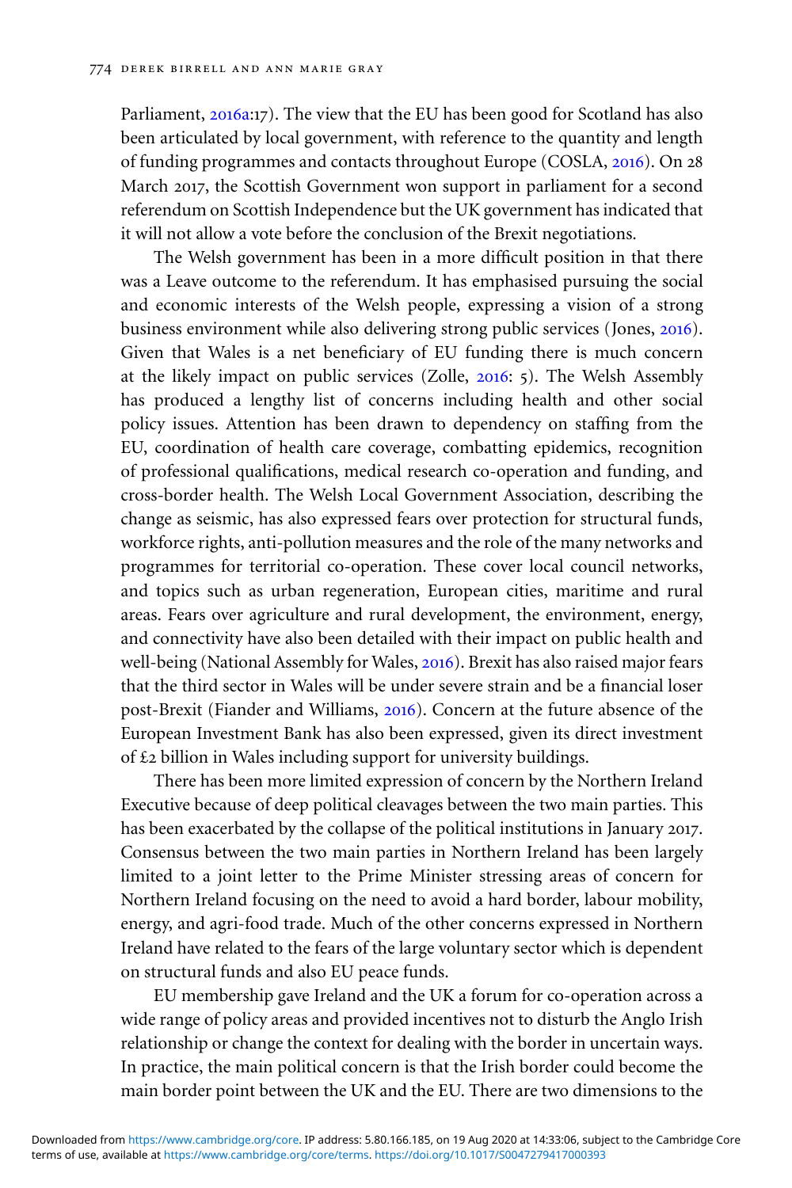Parliament, 2016a:17). The view that the EU has been good for Scotland has also been articulated by local government, with reference to the quantity and length of funding programmes and contacts throughout Europe (COSLA, 2016). On 28 March 2017, the Scottish Government won support in parliament for a second referendum on Scottish Independence but the UK government has indicated that it will not allow a vote before the conclusion of the Brexit negotiations.

The Welsh government has been in a more difficult position in that there was a Leave outcome to the referendum. It has emphasised pursuing the social and economic interests of the Welsh people, expressing a vision of a strong business environment while also delivering strong public services (Jones, 2016). Given that Wales is a net beneficiary of EU funding there is much concern at the likely impact on public services (Zolle, 2016: 5). The Welsh Assembly has produced a lengthy list of concerns including health and other social policy issues. Attention has been drawn to dependency on staffing from the EU, coordination of health care coverage, combatting epidemics, recognition of professional qualifications, medical research co-operation and funding, and cross-border health. The Welsh Local Government Association, describing the change as seismic, has also expressed fears over protection for structural funds, workforce rights, anti-pollution measures and the role of the many networks and programmes for territorial co-operation. These cover local council networks, and topics such as urban regeneration, European cities, maritime and rural areas. Fears over agriculture and rural development, the environment, energy, and connectivity have also been detailed with their impact on public health and well-being (National Assembly for Wales, 2016). Brexit has also raised major fears that the third sector in Wales will be under severe strain and be a financial loser post-Brexit (Fiander and Williams, 2016). Concern at the future absence of the European Investment Bank has also been expressed, given its direct investment of £2 billion in Wales including support for university buildings.

There has been more limited expression of concern by the Northern Ireland Executive because of deep political cleavages between the two main parties. This has been exacerbated by the collapse of the political institutions in January 2017. Consensus between the two main parties in Northern Ireland has been largely limited to a joint letter to the Prime Minister stressing areas of concern for Northern Ireland focusing on the need to avoid a hard border, labour mobility, energy, and agri-food trade. Much of the other concerns expressed in Northern Ireland have related to the fears of the large voluntary sector which is dependent on structural funds and also EU peace funds.

EU membership gave Ireland and the UK a forum for co-operation across a wide range of policy areas and provided incentives not to disturb the Anglo Irish relationship or change the context for dealing with the border in uncertain ways. In practice, the main political concern is that the Irish border could become the main border point between the UK and the EU. There are two dimensions to the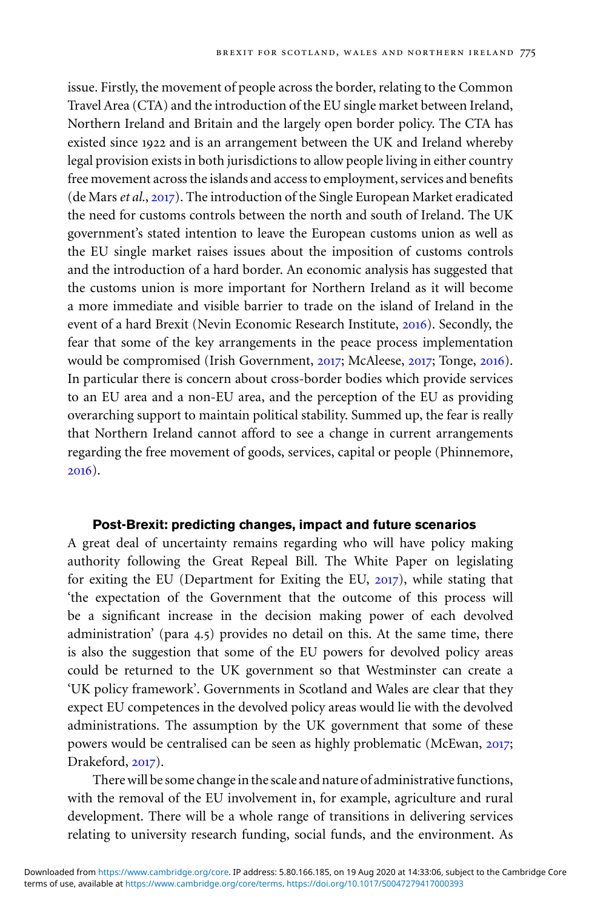issue. Firstly, the movement of people across the border, relating to the Common Travel Area (CTA) and the introduction of the EU single market between Ireland, Northern Ireland and Britain and the largely open border policy. The CTA has existed since 1922 and is an arrangement between the UK and Ireland whereby legal provision exists in both jurisdictions to allow people living in either country free movement across the islands and access to employment, services and benefits (de Mars *et al.*, 2017). The introduction of the Single European Market eradicated the need for customs controls between the north and south of Ireland. The UK government's stated intention to leave the European customs union as well as the EU single market raises issues about the imposition of customs controls and the introduction of a hard border. An economic analysis has suggested that the customs union is more important for Northern Ireland as it will become a more immediate and visible barrier to trade on the island of Ireland in the event of a hard Brexit (Nevin Economic Research Institute, 2016). Secondly, the fear that some of the key arrangements in the peace process implementation would be compromised (Irish Government, 2017; McAleese, 2017; Tonge, 2016). In particular there is concern about cross-border bodies which provide services to an EU area and a non-EU area, and the perception of the EU as providing overarching support to maintain political stability. Summed up, the fear is really that Northern Ireland cannot afford to see a change in current arrangements regarding the free movement of goods, services, capital or people (Phinnemore, 2016).

## Post-Brexit: predicting changes, impact and future scenarios

A great deal of uncertainty remains regarding who will have policy making authority following the Great Repeal Bill. The White Paper on legislating for exiting the EU (Department for Exiting the EU, 2017), while stating that 'the expectation of the Government that the outcome of this process will be a significant increase in the decision making power of each devolved administration' (para 4.5) provides no detail on this. At the same time, there is also the suggestion that some of the EU powers for devolved policy areas could be returned to the UK government so that Westminster can create a 'UK policy framework'. Governments in Scotland and Wales are clear that they expect EU competences in the devolved policy areas would lie with the devolved administrations. The assumption by the UK government that some of these powers would be centralised can be seen as highly problematic (McEwan, 2017; Drakeford, 2017).

There will be some change in the scale and nature of administrative functions, with the removal of the EU involvement in, for example, agriculture and rural development. There will be a whole range of transitions in delivering services relating to university research funding, social funds, and the environment. As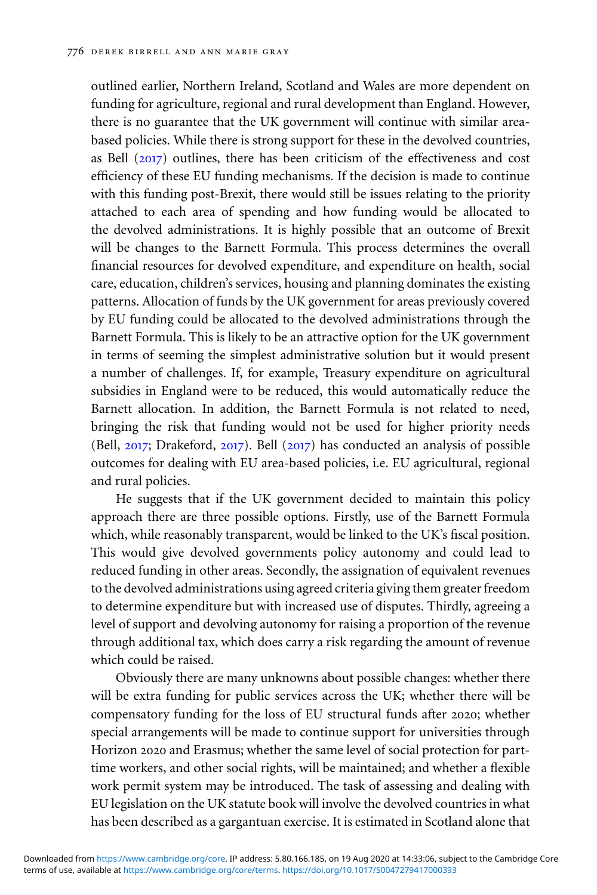outlined earlier, Northern Ireland, Scotland and Wales are more dependent on funding for agriculture, regional and rural development than England. However, there is no guarantee that the UK government will continue with similar area-based policies. While there is strong support for these in the devolved countries, as Bell (2017) outlines, there has been criticism of the effectiveness and cost efficiency of these EU funding mechanisms. If the decision is made to continue with this funding post-Brexit, there would still be issues relating to the priority attached to each area of spending and how funding would be allocated to the devolved administrations. It is highly possible that an outcome of Brexit will be changes to the Barnett Formula. This process determines the overall financial resources for devolved expenditure, and expenditure on health, social care, education, children's services, housing and planning dominates the existing patterns. Allocation of funds by the UK government for areas previously covered by EU funding could be allocated to the devolved administrations through the Barnett Formula. This is likely to be an attractive option for the UK government in terms of seeming the simplest administrative solution but it would present a number of challenges. If, for example, Treasury expenditure on agricultural subsidies in England were to be reduced, this would automatically reduce the Barnett allocation. In addition, the Barnett Formula is not related to need, bringing the risk that funding would not be used for higher priority needs (Bell, 2017; Drakeford, 2017). Bell (2017) has conducted an analysis of possible outcomes for dealing with EU area-based policies, i.e. EU agricultural, regional and rural policies.

He suggests that if the UK government decided to maintain this policy approach there are three possible options. Firstly, use of the Barnett Formula which, while reasonably transparent, would be linked to the UK's fiscal position. This would give devolved governments policy autonomy and could lead to reduced funding in other areas. Secondly, the assignation of equivalent revenues to the devolved administrations using agreed criteria giving them greater freedom to determine expenditure but with increased use of disputes. Thirdly, agreeing a level of support and devolving autonomy for raising a proportion of the revenue through additional tax, which does carry a risk regarding the amount of revenue which could be raised.

Obviously there are many unknowns about possible changes: whether there will be extra funding for public services across the UK; whether there will be compensatory funding for the loss of EU structural funds after 2020; whether special arrangements will be made to continue support for universities through Horizon 2020 and Erasmus; whether the same level of social protection for part-time workers, and other social rights, will be maintained; and whether a flexible work permit system may be introduced. The task of assessing and dealing with EU legislation on the UK statute book will involve the devolved countries in what has been described as a gargantuan exercise. It is estimated in Scotland alone that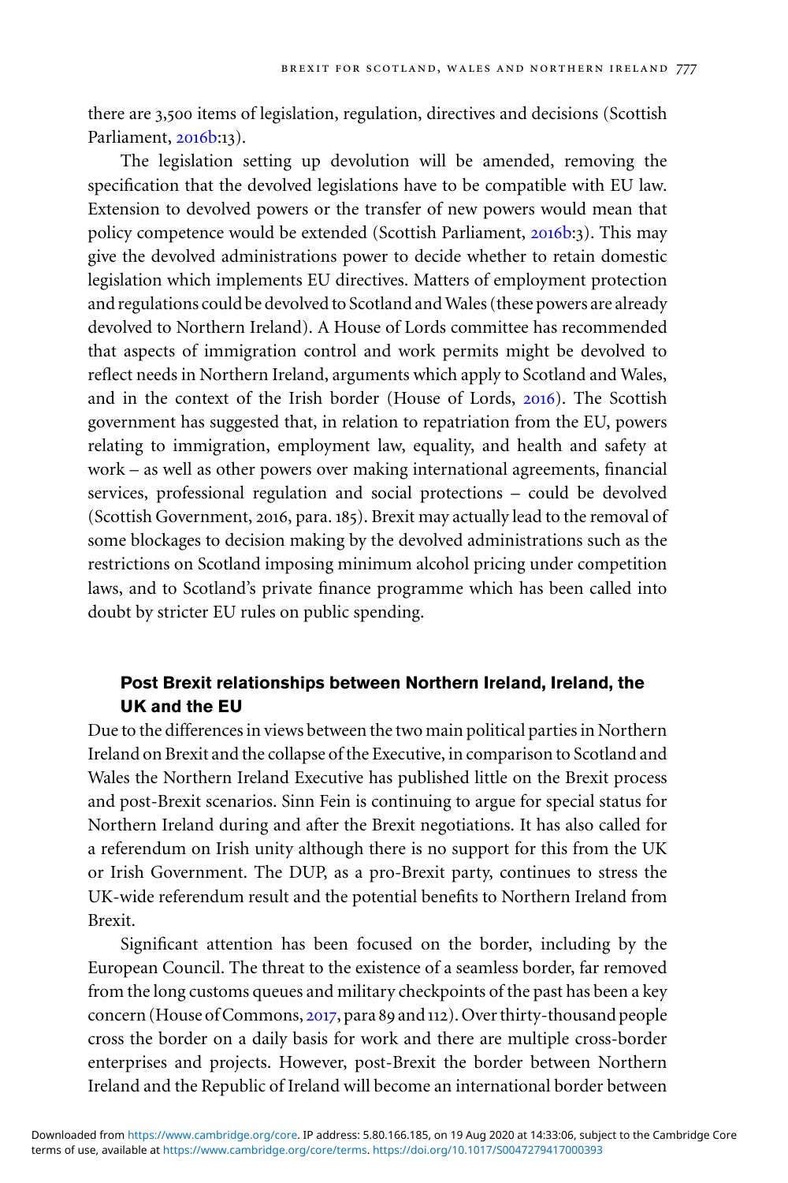there are 3,500 items of legislation, regulation, directives and decisions (Scottish Parliament, 2016b:13).

The legislation setting up devolution will be amended, removing the specification that the devolved legislations have to be compatible with EU law. Extension to devolved powers or the transfer of new powers would mean that policy competence would be extended (Scottish Parliament, 2016b:3). This may give the devolved administrations power to decide whether to retain domestic legislation which implements EU directives. Matters of employment protection and regulations could be devolved to Scotland and Wales (these powers are already devolved to Northern Ireland). A House of Lords committee has recommended that aspects of immigration control and work permits might be devolved to reflect needs in Northern Ireland, arguments which apply to Scotland and Wales, and in the context of the Irish border (House of Lords, 2016). The Scottish government has suggested that, in relation to repatriation from the EU, powers relating to immigration, employment law, equality, and health and safety at work – as well as other powers over making international agreements, financial services, professional regulation and social protections – could be devolved (Scottish Government, 2016, para. 185). Brexit may actually lead to the removal of some blockages to decision making by the devolved administrations such as the restrictions on Scotland imposing minimum alcohol pricing under competition laws, and to Scotland's private finance programme which has been called into doubt by stricter EU rules on public spending.

### Post Brexit relationships between Northern Ireland, Ireland, the UK and the EU

Due to the differences in views between the two main political parties in Northern Ireland on Brexit and the collapse of the Executive, in comparison to Scotland and Wales the Northern Ireland Executive has published little on the Brexit process and post-Brexit scenarios. Sinn Fein is continuing to argue for special status for Northern Ireland during and after the Brexit negotiations. It has also called for a referendum on Irish unity although there is no support for this from the UK or Irish Government. The DUP, as a pro-Brexit party, continues to stress the UK-wide referendum result and the potential benefits to Northern Ireland from Brexit.

Significant attention has been focused on the border, including by the European Council. The threat to the existence of a seamless border, far removed from the long customs queues and military checkpoints of the past has been a key concern (House of Commons, 2017, para 89 and 112). Over thirty-thousand people cross the border on a daily basis for work and there are multiple cross-border enterprises and projects. However, post-Brexit the border between Northern Ireland and the Republic of Ireland will become an international border between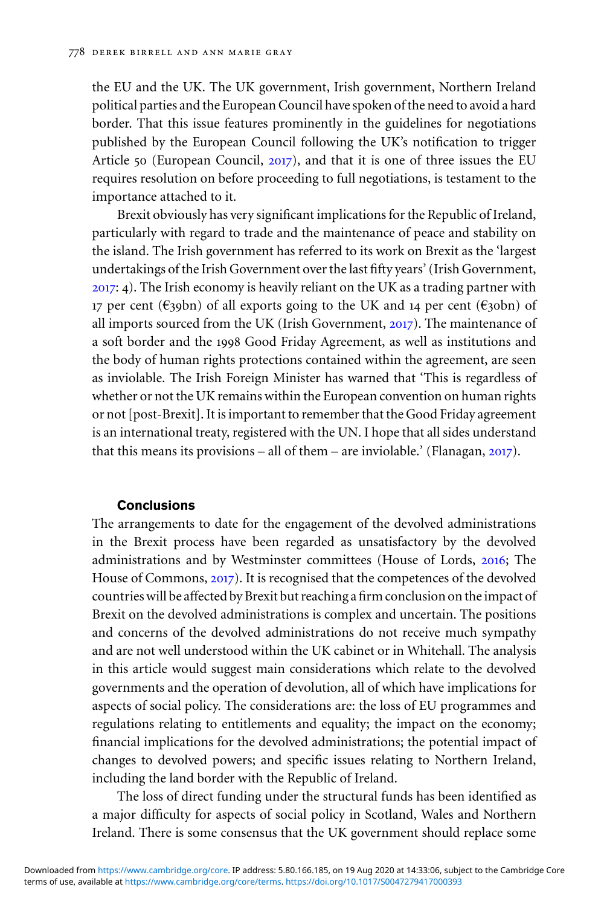the EU and the UK. The UK government, Irish government, Northern Ireland political parties and the European Council have spoken of the need to avoid a hard border. That this issue features prominently in the guidelines for negotiations published by the European Council following the UK's notification to trigger Article 50 (European Council, 2017), and that it is one of three issues the EU requires resolution on before proceeding to full negotiations, is testament to the importance attached to it.

Brexit obviously has very significant implications for the Republic of Ireland, particularly with regard to trade and the maintenance of peace and stability on the island. The Irish government has referred to its work on Brexit as the 'largest undertakings of the Irish Government over the last fifty years' (Irish Government, 2017: 4). The Irish economy is heavily reliant on the UK as a trading partner with 17 per cent (€39bn) of all exports going to the UK and 14 per cent (€30bn) of all imports sourced from the UK (Irish Government, 2017). The maintenance of a soft border and the 1998 Good Friday Agreement, as well as institutions and the body of human rights protections contained within the agreement, are seen as inviolable. The Irish Foreign Minister has warned that 'This is regardless of whether or not the UK remains within the European convention on human rights or not [post-Brexit]. It is important to remember that the Good Friday agreement is an international treaty, registered with the UN. I hope that all sides understand that this means its provisions – all of them – are inviolable.' (Flanagan, 2017).

## Conclusions

The arrangements to date for the engagement of the devolved administrations in the Brexit process have been regarded as unsatisfactory by the devolved administrations and by Westminster committees (House of Lords, 2016; The House of Commons, 2017). It is recognised that the competences of the devolved countries will be affected by Brexit but reaching a firm conclusion on the impact of Brexit on the devolved administrations is complex and uncertain. The positions and concerns of the devolved administrations do not receive much sympathy and are not well understood within the UK cabinet or in Whitehall. The analysis in this article would suggest main considerations which relate to the devolved governments and the operation of devolution, all of which have implications for aspects of social policy. The considerations are: the loss of EU programmes and regulations relating to entitlements and equality; the impact on the economy; financial implications for the devolved administrations; the potential impact of changes to devolved powers; and specific issues relating to Northern Ireland, including the land border with the Republic of Ireland.

The loss of direct funding under the structural funds has been identified as a major difficulty for aspects of social policy in Scotland, Wales and Northern Ireland. There is some consensus that the UK government should replace some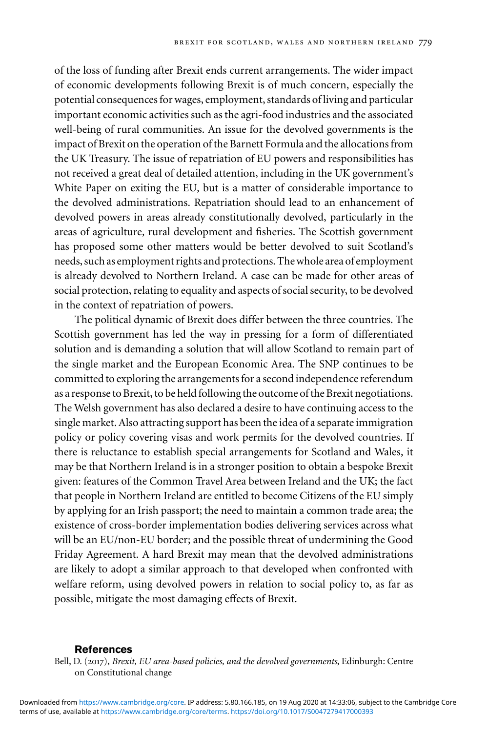of the loss of funding after Brexit ends current arrangements. The wider impact of economic developments following Brexit is of much concern, especially the potential consequences for wages, employment, standards of living and particular important economic activities such as the agri-food industries and the associated well-being of rural communities. An issue for the devolved governments is the impact of Brexit on the operation of the Barnett Formula and the allocations from the UK Treasury. The issue of repatriation of EU powers and responsibilities has not received a great deal of detailed attention, including in the UK government's White Paper on exiting the EU, but is a matter of considerable importance to the devolved administrations. Repatriation should lead to an enhancement of devolved powers in areas already constitutionally devolved, particularly in the areas of agriculture, rural development and fisheries. The Scottish government has proposed some other matters would be better devolved to suit Scotland's needs, such as employment rights and protections. The whole area of employment is already devolved to Northern Ireland. A case can be made for other areas of social protection, relating to equality and aspects of social security, to be devolved in the context of repatriation of powers.

The political dynamic of Brexit does differ between the three countries. The Scottish government has led the way in pressing for a form of differentiated solution and is demanding a solution that will allow Scotland to remain part of the single market and the European Economic Area. The SNP continues to be committed to exploring the arrangements for a second independence referendum as a response to Brexit, to be held following the outcome of the Brexit negotiations. The Welsh government has also declared a desire to have continuing access to the single market. Also attracting support has been the idea of a separate immigration policy or policy covering visas and work permits for the devolved countries. If there is reluctance to establish special arrangements for Scotland and Wales, it may be that Northern Ireland is in a stronger position to obtain a bespoke Brexit given: features of the Common Travel Area between Ireland and the UK; the fact that people in Northern Ireland are entitled to become Citizens of the EU simply by applying for an Irish passport; the need to maintain a common trade area; the existence of cross-border implementation bodies delivering services across what will be an EU/non-EU border; and the possible threat of undermining the Good Friday Agreement. A hard Brexit may mean that the devolved administrations are likely to adopt a similar approach to that developed when confronted with welfare reform, using devolved powers in relation to social policy to, as far as possible, mitigate the most damaging effects of Brexit.

## References

Bell, D. (2017), *Brexit, EU area-based policies, and the devolved governments*, Edinburgh: Centre on Constitutional change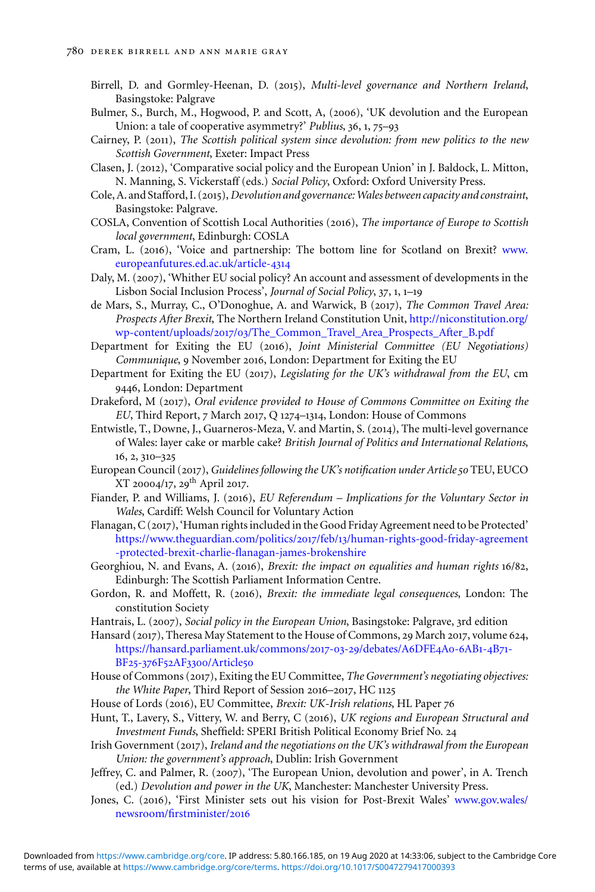Birrell, D. and Gormley-Heenan, D. (2015), *Multi-level governance and Northern Ireland*, Basingstoke: Palgrave

Bulmer, S., Burch, M., Hogwood, P. and Scott, A, (2006), 'UK devolution and the European Union: a tale of cooperative asymmetry?' *Publius*, 36, 1, 75–93

Cairney, P. (2011), *The Scottish political system since devolution: from new politics to the new Scottish Government*, Exeter: Impact Press

Clasen, J. (2012), 'Comparative social policy and the European Union' in J. Baldock, L. Mitton, N. Manning, S. Vickerstaff (eds.) *Social Policy*, Oxford: Oxford University Press.

Cole, A. and Stafford, I. (2015), *Devolution and governance: Wales between capacity and constraint*, Basingstoke: Palgrave.

COSLA, Convention of Scottish Local Authorities (2016), *The importance of Europe to Scottish local government*, Edinburgh: COSLA

Cram, L. (2016), 'Voice and partnership: The bottom line for Scotland on Brexit? www.europeanfutures.ed.ac.uk/article-4314

Daly, M. (2007), 'Whither EU social policy? An account and assessment of developments in the Lisbon Social Inclusion Process', *Journal of Social Policy*, 37, 1, 1–19

de Mars, S., Murray, C., O'Donoghue, A. and Warwick, B (2017), *The Common Travel Area: Prospects After Brexit*, The Northern Ireland Constitution Unit, http://niconstitution.org/wp-content/uploads/2017/03/The_Common_Travel_Area_Prospects_After_B.pdf

Department for Exiting the EU (2016), *Joint Ministerial Committee (EU Negotiations) Communique*, 9 November 2016, London: Department for Exiting the EU

Department for Exiting the EU (2017), *Legislating for the UK's withdrawal from the EU*, cm 9446, London: Department

Drakeford, M (2017), *Oral evidence provided to House of Commons Committee on Exiting the EU*, Third Report, 7 March 2017, Q 1274–1314, London: House of Commons

Entwistle, T., Downe, J., Guarneros-Meza, V. and Martin, S. (2014), The multi-level governance of Wales: layer cake or marble cake? *British Journal of Politics and International Relations*, 16, 2, 310–325

European Council (2017), *Guidelines following the UK's notification under Article 50* TEU, EUCO XT 20004/17, 29th April 2017.

Fiander, P. and Williams, J. (2016), *EU Referendum – Implications for the Voluntary Sector in Wales*, Cardiff: Welsh Council for Voluntary Action

Flanagan, C (2017), 'Human rights included in the Good Friday Agreement need to be Protected' https://www.theguardian.com/politics/2017/feb/13/human-rights-good-friday-agreement-protected-brexit-charlie-flanagan-james-brokenshire

Georghiou, N. and Evans, A. (2016), *Brexit: the impact on equalities and human rights* 16/82, Edinburgh: The Scottish Parliament Information Centre.

Gordon, R. and Moffett, R. (2016), *Brexit: the immediate legal consequences*, London: The constitution Society

Hantrais, L. (2007), *Social policy in the European Union*, Basingstoke: Palgrave, 3rd edition

Hansard (2017), Theresa May Statement to the House of Commons, 29 March 2017, volume 624, https://hansard.parliament.uk/commons/2017-03-29/debates/A6DFE4A0-6AB1-4B71-BF25-376F52AF3300/Article50

House of Commons (2017), Exiting the EU Committee, *The Government's negotiating objectives: the White Paper*, Third Report of Session 2016–2017, HC 1125

House of Lords (2016), EU Committee, *Brexit: UK-Irish relations*, HL Paper 76

Hunt, T., Lavery, S., Vittery, W. and Berry, C (2016), *UK regions and European Structural and Investment Funds*, Sheffield: SPERI British Political Economy Brief No. 24

Irish Government (2017), *Ireland and the negotiations on the UK's withdrawal from the European Union: the government's approach*, Dublin: Irish Government

Jeffrey, C. and Palmer, R. (2007), 'The European Union, devolution and power', in A. Trench (ed.) *Devolution and power in the UK*, Manchester: Manchester University Press.

Jones, C. (2016), 'First Minister sets out his vision for Post-Brexit Wales' www.gov.wales/newsroom/firstminister/2016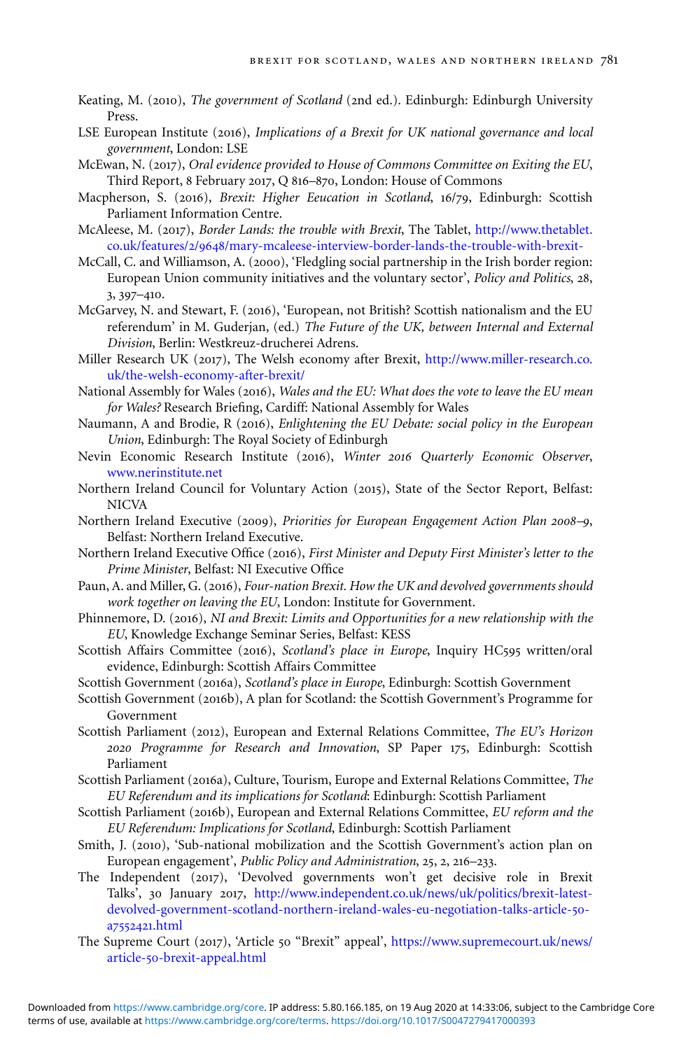Keating, M. (2010), *The government of Scotland* (2nd ed.). Edinburgh: Edinburgh University Press.

LSE European Institute (2016), *Implications of a Brexit for UK national governance and local government*, London: LSE

McEwan, N. (2017), *Oral evidence provided to House of Commons Committee on Exiting the EU*, Third Report, 8 February 2017, Q 816–870, London: House of Commons

Macpherson, S. (2016), *Brexit: Higher Eeucation in Scotland*, 16/79, Edinburgh: Scottish Parliament Information Centre.

McAleese, M. (2017), *Border Lands: the trouble with Brexit*, The Tablet, http://www.thetablet.co.uk/features/2/9648/mary-mcaleese-interview-border-lands-the-trouble-with-brexit-

McCall, C. and Williamson, A. (2000), 'Fledgling social partnership in the Irish border region: European Union community initiatives and the voluntary sector', *Policy and Politics*, 28, 3, 397–410.

McGarvey, N. and Stewart, F. (2016), 'European, not British? Scottish nationalism and the EU referendum' in M. Guderjan, (ed.) *The Future of the UK, between Internal and External Division*, Berlin: Westkreuz-drucherei Adrens.

Miller Research UK (2017), The Welsh economy after Brexit, http://www.miller-research.co.uk/the-welsh-economy-after-brexit/

National Assembly for Wales (2016), *Wales and the EU: What does the vote to leave the EU mean for Wales?* Research Briefing, Cardiff: National Assembly for Wales

Naumann, A and Brodie, R (2016), *Enlightening the EU Debate: social policy in the European Union*, Edinburgh: The Royal Society of Edinburgh

Nevin Economic Research Institute (2016), *Winter 2016 Quarterly Economic Observer*, www.nerinstitute.net

Northern Ireland Council for Voluntary Action (2015), State of the Sector Report, Belfast: NICVA

Northern Ireland Executive (2009), *Priorities for European Engagement Action Plan 2008–9*, Belfast: Northern Ireland Executive.

Northern Ireland Executive Office (2016), *First Minister and Deputy First Minister's letter to the Prime Minister*, Belfast: NI Executive Office

Paun, A. and Miller, G. (2016), *Four-nation Brexit. How the UK and devolved governments should work together on leaving the EU*, London: Institute for Government.

Phinnemore, D. (2016), *NI and Brexit: Limits and Opportunities for a new relationship with the EU*, Knowledge Exchange Seminar Series, Belfast: KESS

Scottish Affairs Committee (2016), *Scotland's place in Europe*, Inquiry HC595 written/oral evidence, Edinburgh: Scottish Affairs Committee

Scottish Government (2016a), *Scotland's place in Europe*, Edinburgh: Scottish Government

Scottish Government (2016b), A plan for Scotland: the Scottish Government's Programme for Government

Scottish Parliament (2012), European and External Relations Committee, *The EU's Horizon 2020 Programme for Research and Innovation*, SP Paper 175, Edinburgh: Scottish Parliament

Scottish Parliament (2016a), Culture, Tourism, Europe and External Relations Committee, *The EU Referendum and its implications for Scotland*: Edinburgh: Scottish Parliament

Scottish Parliament (2016b), European and External Relations Committee, *EU reform and the EU Referendum: Implications for Scotland*, Edinburgh: Scottish Parliament

Smith, J. (2010), 'Sub-national mobilization and the Scottish Government's action plan on European engagement', *Public Policy and Administration*, 25, 2, 216–233.

The Independent (2017), 'Devolved governments won't get decisive role in Brexit Talks', 30 January 2017, http://www.independent.co.uk/news/uk/politics/brexit-latest-devolved-government-scotland-northern-ireland-wales-eu-negotiation-talks-article-50-a7552421.html

The Supreme Court (2017), 'Article 50 "Brexit" appeal', https://www.supremecourt.uk/news/article-50-brexit-appeal.html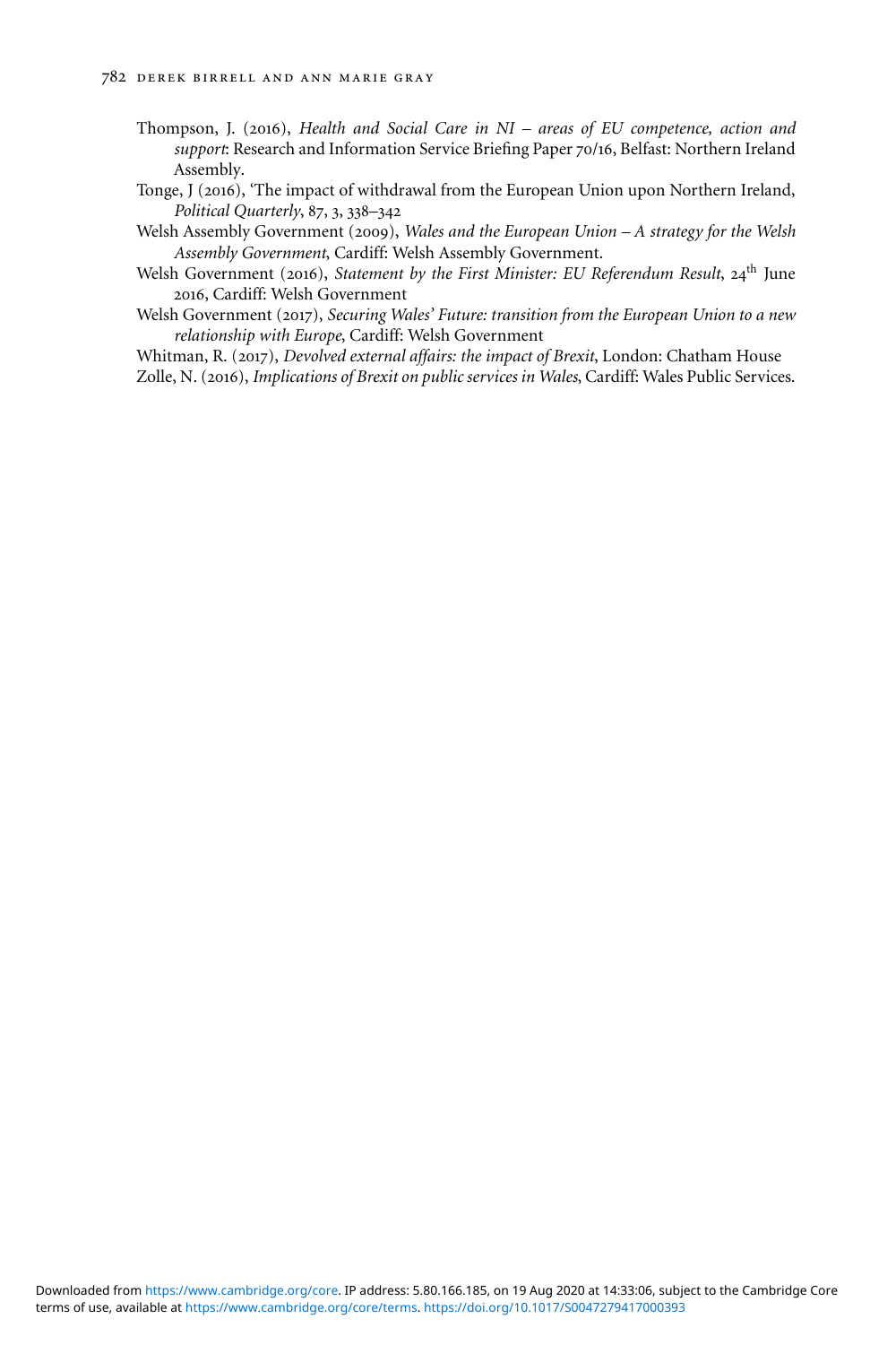Thompson, J. (2016), *Health and Social Care in NI – areas of EU competence, action and support*: Research and Information Service Briefing Paper 70/16, Belfast: Northern Ireland Assembly.

Tonge, J (2016), 'The impact of withdrawal from the European Union upon Northern Ireland, *Political Quarterly*, 87, 3, 338–342

Welsh Assembly Government (2009), *Wales and the European Union – A strategy for the Welsh Assembly Government*, Cardiff: Welsh Assembly Government.

Welsh Government (2016), *Statement by the First Minister: EU Referendum Result*, 24th June 2016, Cardiff: Welsh Government

Welsh Government (2017), *Securing Wales' Future: transition from the European Union to a new relationship with Europe*, Cardiff: Welsh Government

Whitman, R. (2017), *Devolved external affairs: the impact of Brexit*, London: Chatham House

Zolle, N. (2016), *Implications of Brexit on public services in Wales*, Cardiff: Wales Public Services.